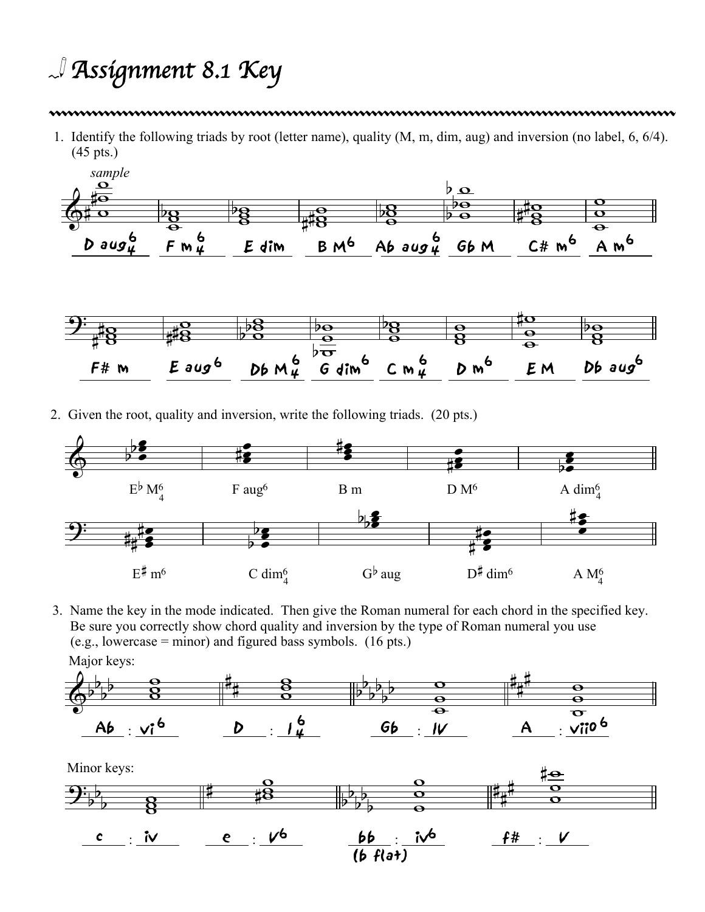# Assignment 8.1 Key

1. Identify the following triads by root (letter name), quality (M, m, dim, aug) and inversion (no label, 6, 6/4). (45 pts.)

*sample*

D aug$^6_4$ &nbsp; F m$^6_4$ &nbsp; E dim &nbsp; B M$^6$ &nbsp; Ab aug$^6_4$ &nbsp; Gb M &nbsp; C# m$^6$ &nbsp; A m$^6$

F# m &nbsp; E aug$^6$ &nbsp; Db M$^6_4$ &nbsp; G dim$^6$ &nbsp; C m$^6_4$ &nbsp; D m$^6$ &nbsp; E M &nbsp; Db aug$^6$

2. Given the root, quality and inversion, write the following triads. (20 pts.)

E♭ M$^6_4$ &nbsp; F aug$^6$ &nbsp; B m &nbsp; D M$^6$ &nbsp; A dim$^6_4$

E♯ m$^6$ &nbsp; C dim$^6_4$ &nbsp; G♭ aug &nbsp; D♯ dim$^6$ &nbsp; A M$^6_4$

3. Name the key in the mode indicated. Then give the Roman numeral for each chord in the specified key. Be sure you correctly show chord quality and inversion by the type of Roman numeral you use (e.g., lowercase = minor) and figured bass symbols. (16 pts.)

Major keys:

Ab : vi$^6$ &nbsp; D : I$^6_4$ &nbsp; Gb : IV &nbsp; A : viio$^6$

Minor keys:

c : iv &nbsp; e : V$^6$ &nbsp; bb (b flat) : iv$^6$ &nbsp; f# : V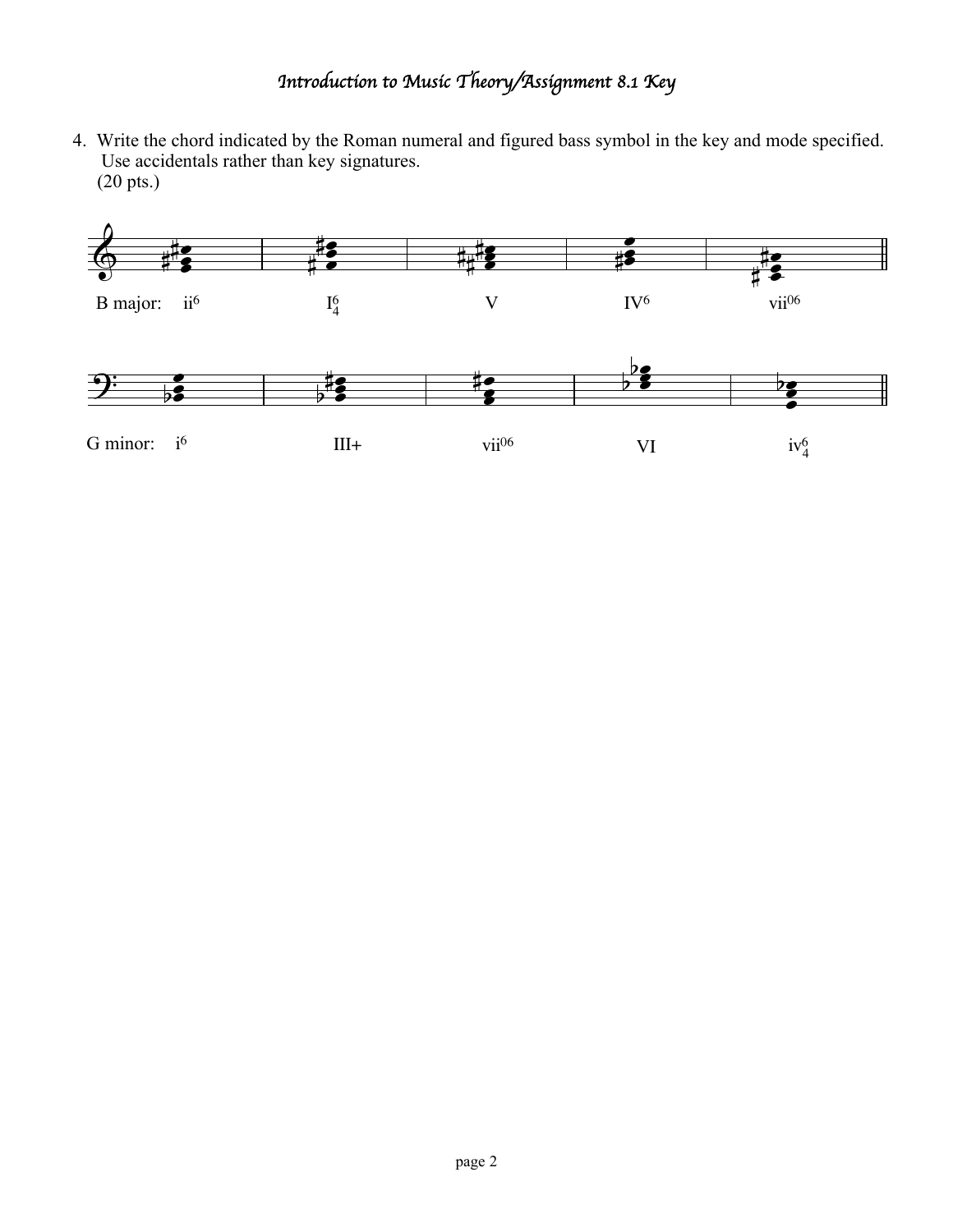*Introduction to Music Theory/Assignment 8.1 Key*

4. Write the chord indicated by the Roman numeral and figured bass symbol in the key and mode specified. Use accidentals rather than key signatures.
(20 pts.)

B major: ii$^6$ I$^6_4$ V IV$^6$ vii$^{o6}$

G minor: i$^6$ III+ vii$^{o6}$ VI iv$^6_4$